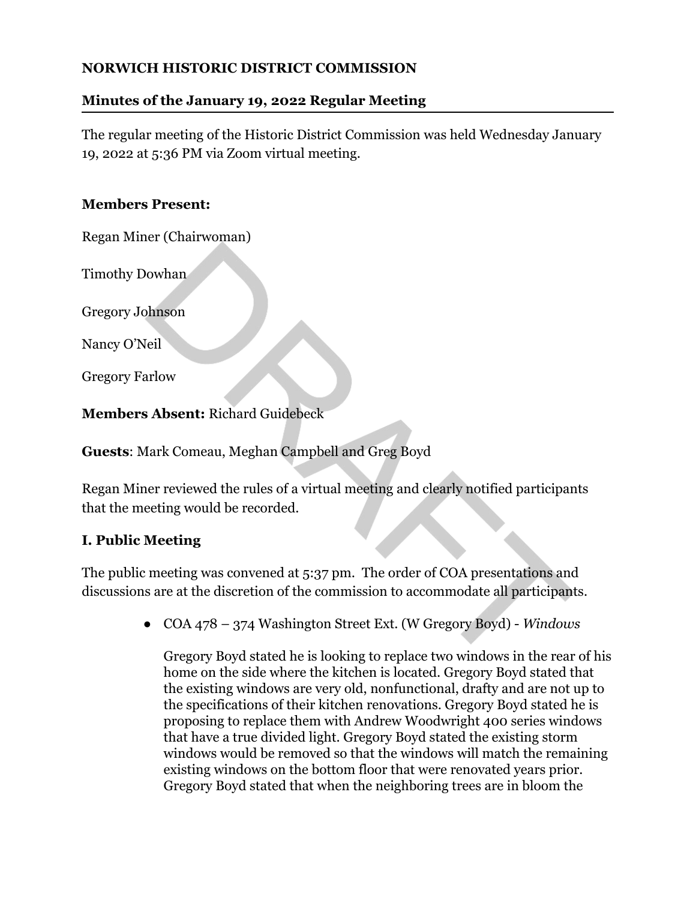**NORWICH HISTORIC DISTRICT COMMISSION**

**Minutes of the January 19, 2022 Regular Meeting**

The regular meeting of the Historic District Commission was held Wednesday January 19, 2022 at 5:36 PM via Zoom virtual meeting.

**Members Present:**

Regan Miner (Chairwoman)

Timothy Dowhan

Gregory Johnson

Nancy O'Neil

Gregory Farlow

**Members Absent:** Richard Guidebeck

**Guests**: Mark Comeau, Meghan Campbell and Greg Boyd

Regan Miner reviewed the rules of a virtual meeting and clearly notified participants that the meeting would be recorded.

## I. Public Meeting

The public meeting was convened at 5:37 pm. The order of COA presentations and discussions are at the discretion of the commission to accommodate all participants.

- COA 478 – 374 Washington Street Ext. (W Gregory Boyd) - *Windows*

  Gregory Boyd stated he is looking to replace two windows in the rear of his home on the side where the kitchen is located. Gregory Boyd stated that the existing windows are very old, nonfunctional, drafty and are not up to the specifications of their kitchen renovations. Gregory Boyd stated he is proposing to replace them with Andrew Woodwright 400 series windows that have a true divided light. Gregory Boyd stated the existing storm windows would be removed so that the windows will match the remaining existing windows on the bottom floor that were renovated years prior. Gregory Boyd stated that when the neighboring trees are in bloom the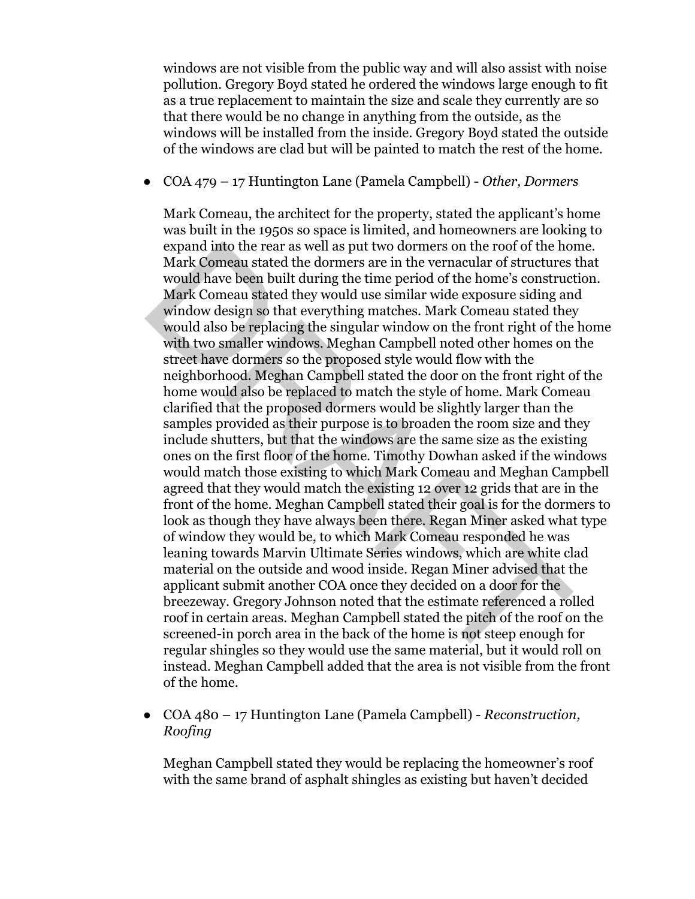windows are not visible from the public way and will also assist with noise pollution. Gregory Boyd stated he ordered the windows large enough to fit as a true replacement to maintain the size and scale they currently are so that there would be no change in anything from the outside, as the windows will be installed from the inside. Gregory Boyd stated the outside of the windows are clad but will be painted to match the rest of the home.

- COA 479 – 17 Huntington Lane (Pamela Campbell) - *Other, Dormers*

  Mark Comeau, the architect for the property, stated the applicant's home was built in the 1950s so space is limited, and homeowners are looking to expand into the rear as well as put two dormers on the roof of the home. Mark Comeau stated the dormers are in the vernacular of structures that would have been built during the time period of the home's construction. Mark Comeau stated they would use similar wide exposure siding and window design so that everything matches. Mark Comeau stated they would also be replacing the singular window on the front right of the home with two smaller windows. Meghan Campbell noted other homes on the street have dormers so the proposed style would flow with the neighborhood. Meghan Campbell stated the door on the front right of the home would also be replaced to match the style of home. Mark Comeau clarified that the proposed dormers would be slightly larger than the samples provided as their purpose is to broaden the room size and they include shutters, but that the windows are the same size as the existing ones on the first floor of the home. Timothy Dowhan asked if the windows would match those existing to which Mark Comeau and Meghan Campbell agreed that they would match the existing 12 over 12 grids that are in the front of the home. Meghan Campbell stated their goal is for the dormers to look as though they have always been there. Regan Miner asked what type of window they would be, to which Mark Comeau responded he was leaning towards Marvin Ultimate Series windows, which are white clad material on the outside and wood inside. Regan Miner advised that the applicant submit another COA once they decided on a door for the breezeway. Gregory Johnson noted that the estimate referenced a rolled roof in certain areas. Meghan Campbell stated the pitch of the roof on the screened-in porch area in the back of the home is not steep enough for regular shingles so they would use the same material, but it would roll on instead. Meghan Campbell added that the area is not visible from the front of the home.

- COA 480 – 17 Huntington Lane (Pamela Campbell) - *Reconstruction, Roofing*

  Meghan Campbell stated they would be replacing the homeowner's roof with the same brand of asphalt shingles as existing but haven't decided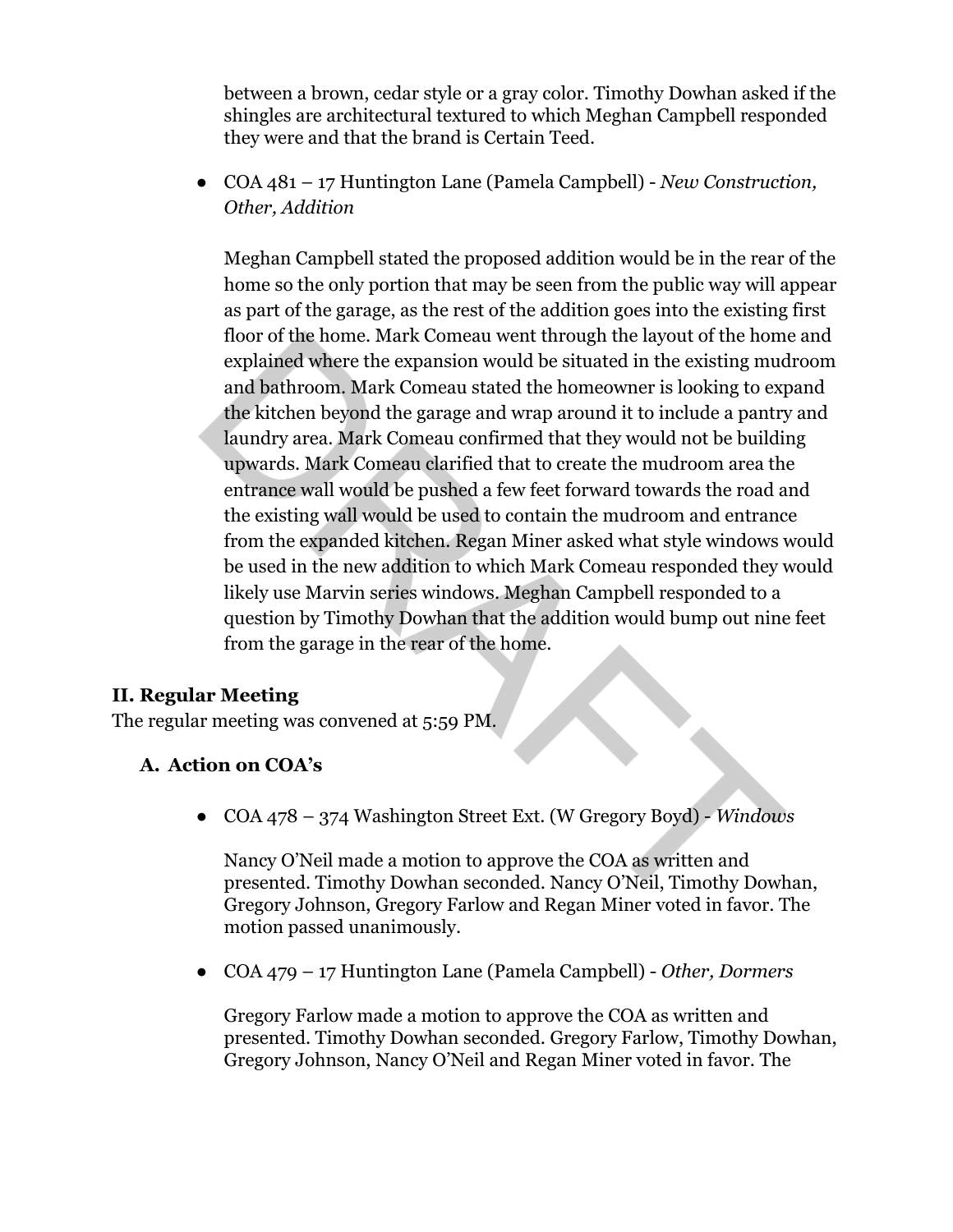between a brown, cedar style or a gray color. Timothy Dowhan asked if the shingles are architectural textured to which Meghan Campbell responded they were and that the brand is Certain Teed.

- COA 481 – 17 Huntington Lane (Pamela Campbell) - *New Construction, Other, Addition*

  Meghan Campbell stated the proposed addition would be in the rear of the home so the only portion that may be seen from the public way will appear as part of the garage, as the rest of the addition goes into the existing first floor of the home. Mark Comeau went through the layout of the home and explained where the expansion would be situated in the existing mudroom and bathroom. Mark Comeau stated the homeowner is looking to expand the kitchen beyond the garage and wrap around it to include a pantry and laundry area. Mark Comeau confirmed that they would not be building upwards. Mark Comeau clarified that to create the mudroom area the entrance wall would be pushed a few feet forward towards the road and the existing wall would be used to contain the mudroom and entrance from the expanded kitchen. Regan Miner asked what style windows would be used in the new addition to which Mark Comeau responded they would likely use Marvin series windows. Meghan Campbell responded to a question by Timothy Dowhan that the addition would bump out nine feet from the garage in the rear of the home.

## II. Regular Meeting

The regular meeting was convened at 5:59 PM.

### A. Action on COA's

- COA 478 – 374 Washington Street Ext. (W Gregory Boyd) - *Windows*

  Nancy O'Neil made a motion to approve the COA as written and presented. Timothy Dowhan seconded. Nancy O'Neil, Timothy Dowhan, Gregory Johnson, Gregory Farlow and Regan Miner voted in favor. The motion passed unanimously.

- COA 479 – 17 Huntington Lane (Pamela Campbell) - *Other, Dormers*

  Gregory Farlow made a motion to approve the COA as written and presented. Timothy Dowhan seconded. Gregory Farlow, Timothy Dowhan, Gregory Johnson, Nancy O'Neil and Regan Miner voted in favor. The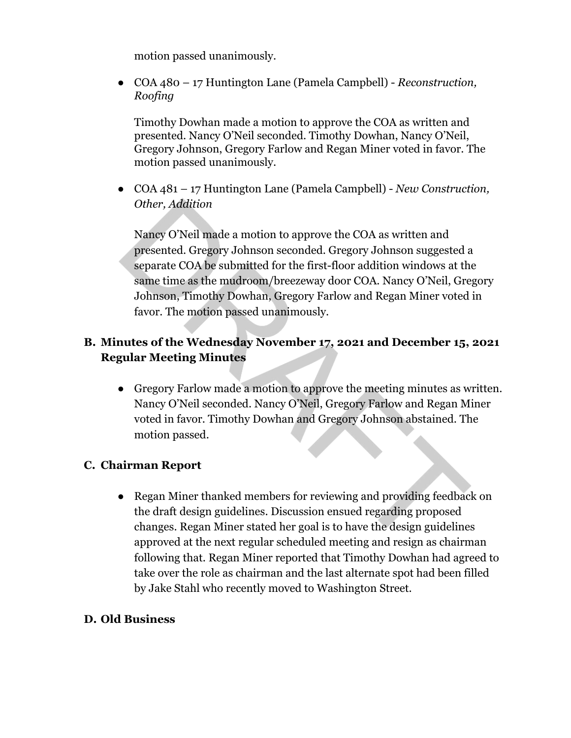motion passed unanimously.

- COA 480 – 17 Huntington Lane (Pamela Campbell) - *Reconstruction, Roofing*

  Timothy Dowhan made a motion to approve the COA as written and presented. Nancy O'Neil seconded. Timothy Dowhan, Nancy O'Neil, Gregory Johnson, Gregory Farlow and Regan Miner voted in favor. The motion passed unanimously.

- COA 481 – 17 Huntington Lane (Pamela Campbell) - *New Construction, Other, Addition*

  Nancy O'Neil made a motion to approve the COA as written and presented. Gregory Johnson seconded. Gregory Johnson suggested a separate COA be submitted for the first-floor addition windows at the same time as the mudroom/breezeway door COA. Nancy O'Neil, Gregory Johnson, Timothy Dowhan, Gregory Farlow and Regan Miner voted in favor. The motion passed unanimously.

## B. Minutes of the Wednesday November 17, 2021 and December 15, 2021 Regular Meeting Minutes

- Gregory Farlow made a motion to approve the meeting minutes as written. Nancy O'Neil seconded. Nancy O'Neil, Gregory Farlow and Regan Miner voted in favor. Timothy Dowhan and Gregory Johnson abstained. The motion passed.

## C. Chairman Report

- Regan Miner thanked members for reviewing and providing feedback on the draft design guidelines. Discussion ensued regarding proposed changes. Regan Miner stated her goal is to have the design guidelines approved at the next regular scheduled meeting and resign as chairman following that. Regan Miner reported that Timothy Dowhan had agreed to take over the role as chairman and the last alternate spot had been filled by Jake Stahl who recently moved to Washington Street.

## D. Old Business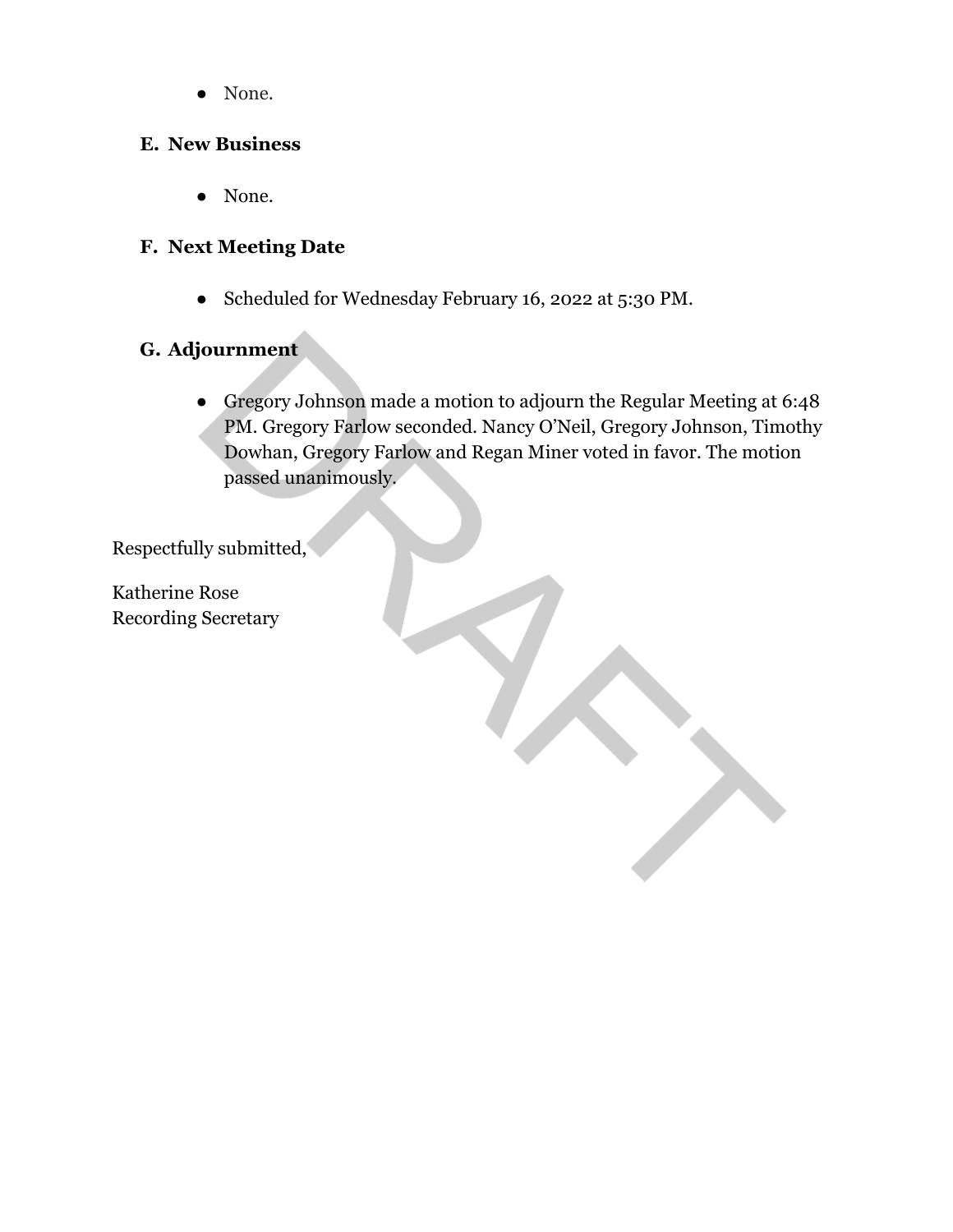- None.

## E. New Business

- None.

## F. Next Meeting Date

- Scheduled for Wednesday February 16, 2022 at 5:30 PM.

## G. Adjournment

- Gregory Johnson made a motion to adjourn the Regular Meeting at 6:48 PM. Gregory Farlow seconded. Nancy O'Neil, Gregory Johnson, Timothy Dowhan, Gregory Farlow and Regan Miner voted in favor. The motion passed unanimously.

Respectfully submitted,

Katherine Rose
Recording Secretary

DRAFT